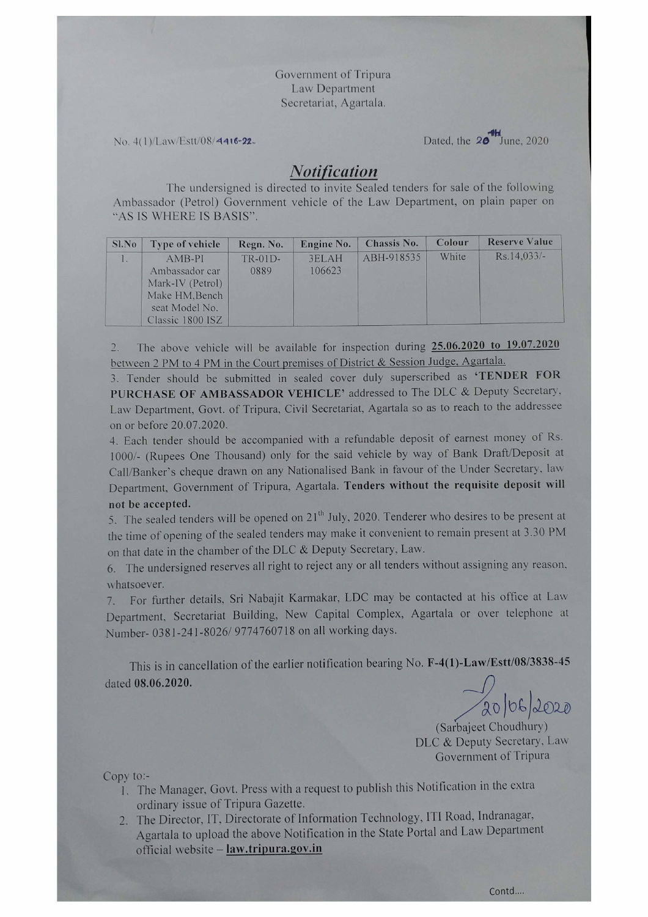Government of Tripura
Law Department
Secretariat, Agartala.

No. 4(1)/Law/Estt/08/4416-22.                                                                 Dated, the 20th June, 2020

## *Notification*

The undersigned is directed to invite Sealed tenders for sale of the following Ambassador (Petrol) Government vehicle of the Law Department, on plain paper on "AS IS WHERE IS BASIS".

| Sl.No | Type of vehicle | Regn. No. | Engine No. | Chassis No. | Colour | Reserve Value |
|---|---|---|---|---|---|---|
| 1. | AMB-PI Ambassador car Mark-IV (Petrol) Make HM,Bench seat Model No. Classic 1800 ISZ | TR-01D-0889 | 3ELAH 106623 | ABH-918535 | White | Rs.14,033/- |

2. The above vehicle will be available for inspection during <u>25.06.2020 to 19.07.2020 between 2 PM to 4 PM in the Court premises of District & Session Judge, Agartala.</u>
3. Tender should be submitted in sealed cover duly superscribed as **'TENDER FOR PURCHASE OF AMBASSADOR VEHICLE'** addressed to The DLC & Deputy Secretary, Law Department, Govt. of Tripura, Civil Secretariat, Agartala so as to reach to the addressee on or before 20.07.2020.
4. Each tender should be accompanied with a refundable deposit of earnest money of Rs. 1000/- (Rupees One Thousand) only for the said vehicle by way of Bank Draft/Deposit at Call/Banker's cheque drawn on any Nationalised Bank in favour of the Under Secretary, law Department, Government of Tripura, Agartala. **Tenders without the requisite deposit will not be accepted.**
5. The sealed tenders will be opened on 21st July, 2020. Tenderer who desires to be present at the time of opening of the sealed tenders may make it convenient to remain present at 3.30 PM on that date in the chamber of the DLC & Deputy Secretary, Law.
6. The undersigned reserves all right to reject any or all tenders without assigning any reason, whatsoever.
7. For further details, Sri Nabajit Karmakar, LDC may be contacted at his office at Law Department, Secretariat Building, New Capital Complex, Agartala or over telephone at Number- 0381-241-8026/ 9774760718 on all working days.

This is in cancellation of the earlier notification bearing No. **F-4(1)-Law/Estt/08/3838-45** dated **08.06.2020.**

20/06/2020
(Sarbajeet Choudhury)
DLC & Deputy Secretary, Law
Government of Tripura

Copy to:-

1. The Manager, Govt. Press with a request to publish this Notification in the extra ordinary issue of Tripura Gazette.
2. The Director, IT, Directorate of Information Technology, ITI Road, Indranagar, Agartala to upload the above Notification in the State Portal and Law Department official website – **<u>law.tripura.gov.in</u>**

Contd....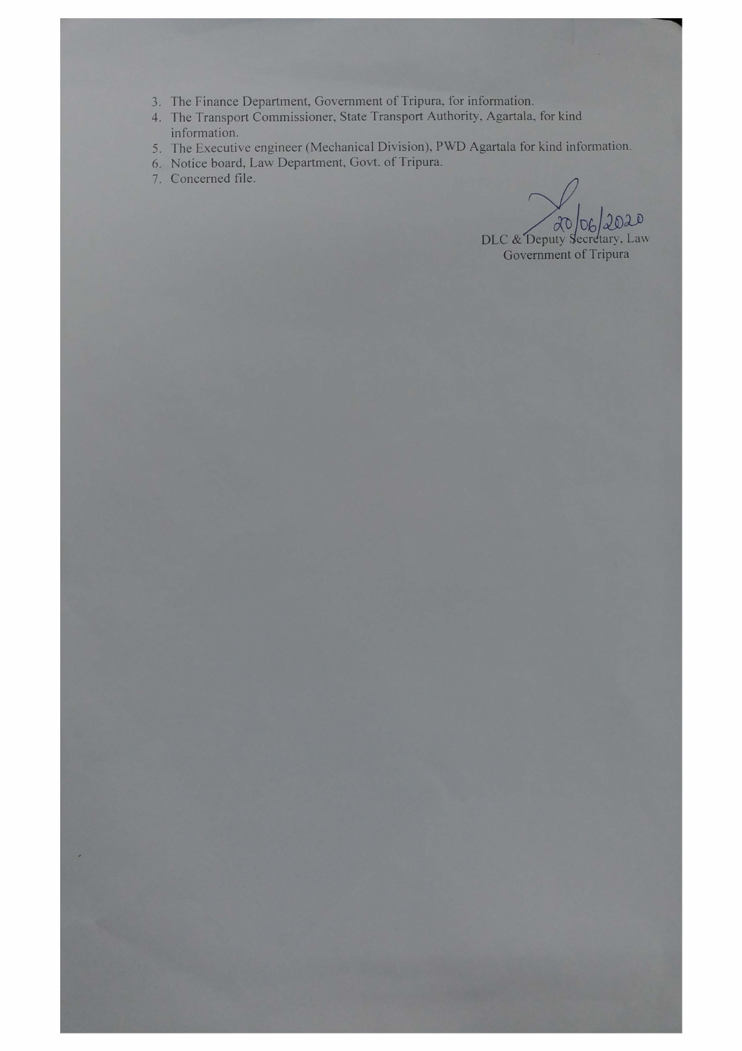3. The Finance Department, Government of Tripura, for information.
4. The Transport Commissioner, State Transport Authority, Agartala, for kind information.
5. The Executive engineer (Mechanical Division), PWD Agartala for kind information.
6. Notice board, Law Department, Govt. of Tripura.
7. Concerned file.

20/06/2020

DLC & Deputy Secretary, Law
Government of Tripura